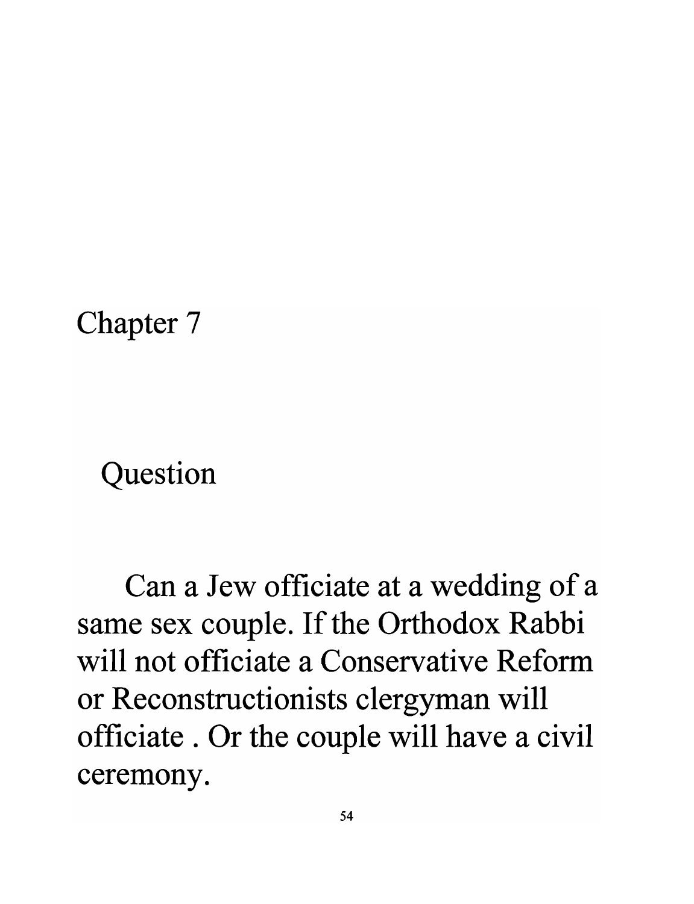# Chapter 7

## Question

Can a Jew officiate at a wedding of a same sex couple. If the Orthodox Rabbi will not officiate a Conservative Reform or Reconstructionists clergyman will officiate . Or the couple will have a civil ceremony.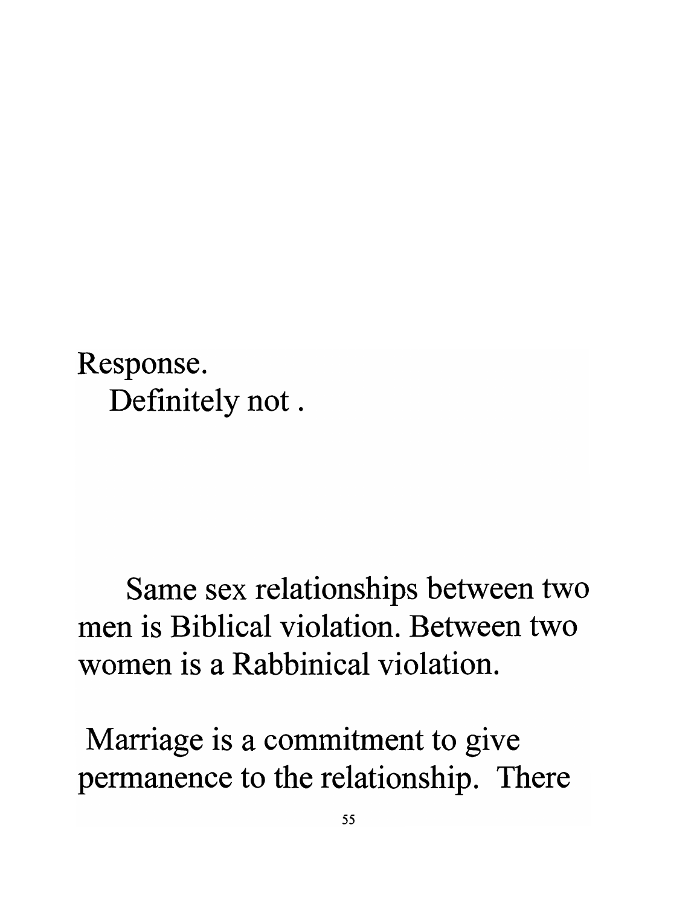Response.

Definitely not .

Same sex relationships between two men is Biblical violation. Between two women is a Rabbinical violation.

Marriage is a commitment to give permanence to the relationship. There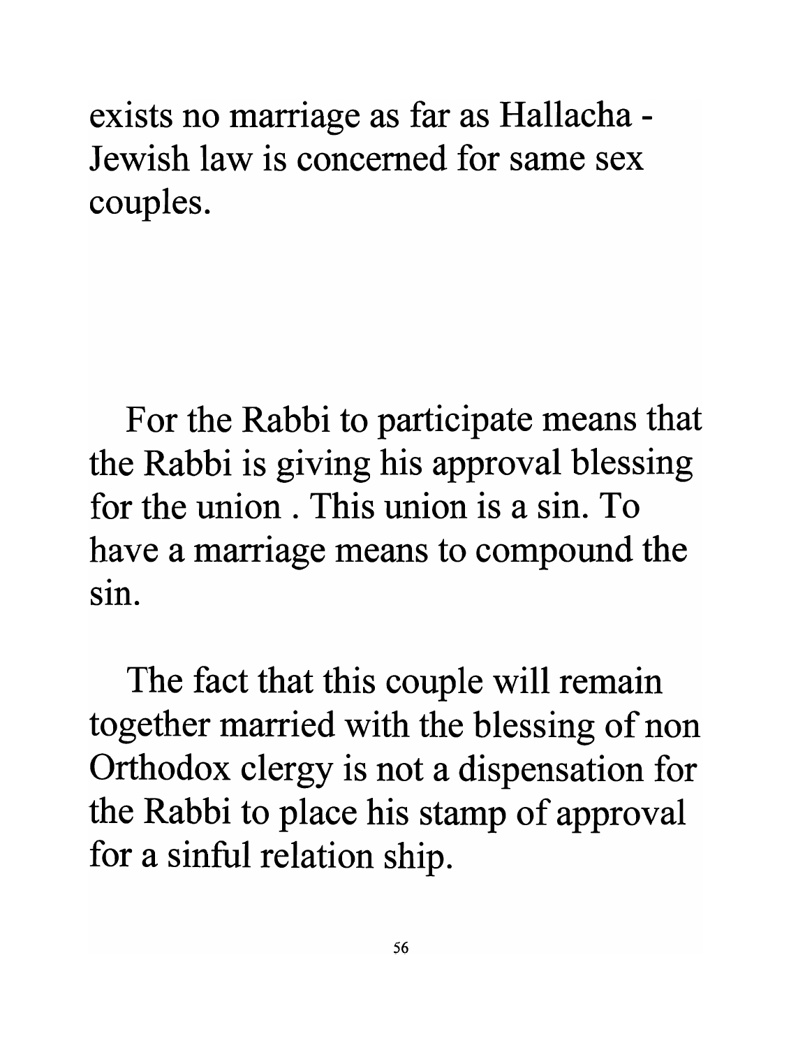exists no marriage as far as Hallacha - Jewish law is concerned for same sex couples.

For the Rabbi to participate means that the Rabbi is giving his approval blessing for the union . This union is a sin. To have a marriage means to compound the sin.

The fact that this couple will remain together married with the blessing of non Orthodox clergy is not a dispensation for the Rabbi to place his stamp of approval for a sinful relation ship.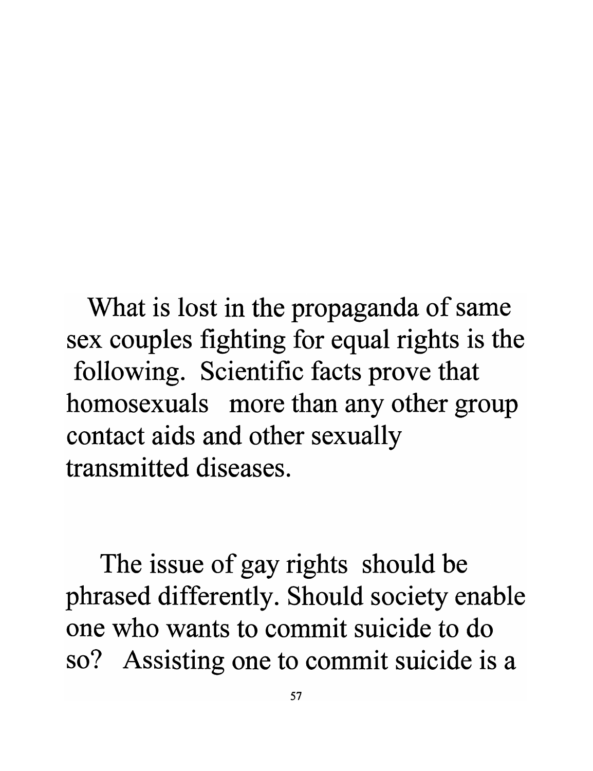What is lost in the propaganda of same sex couples fighting for equal rights is the following. Scientific facts prove that homosexuals more than any other group contact aids and other sexually transmitted diseases.

The issue of gay rights should be phrased differently. Should society enable one who wants to commit suicide to do so? Assisting one to commit suicide is a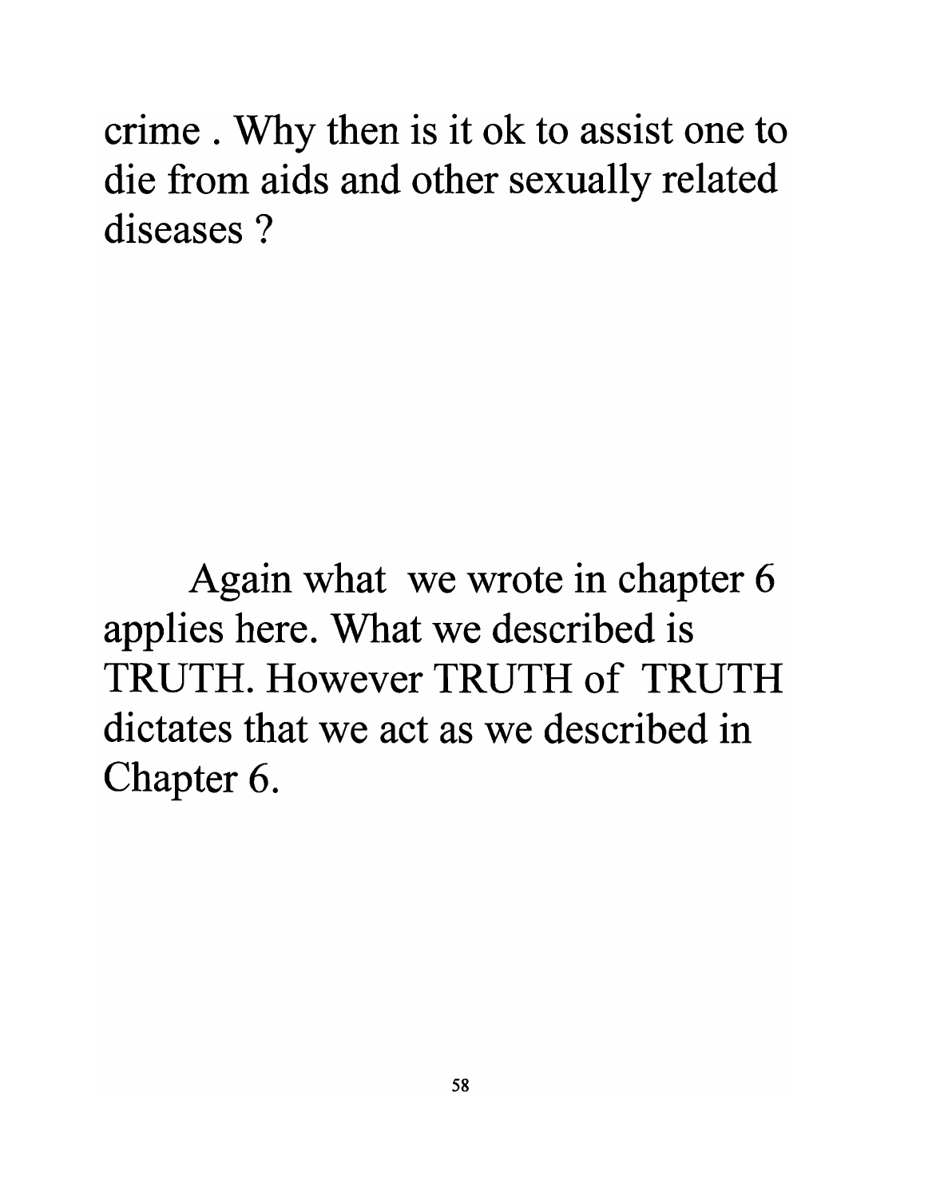crime . Why then is it ok to assist one to die from aids and other sexually related diseases ?

Again what we wrote in chapter 6 applies here. What we described is TRUTH. However TRUTH of TRUTH dictates that we act as we described in Chapter 6.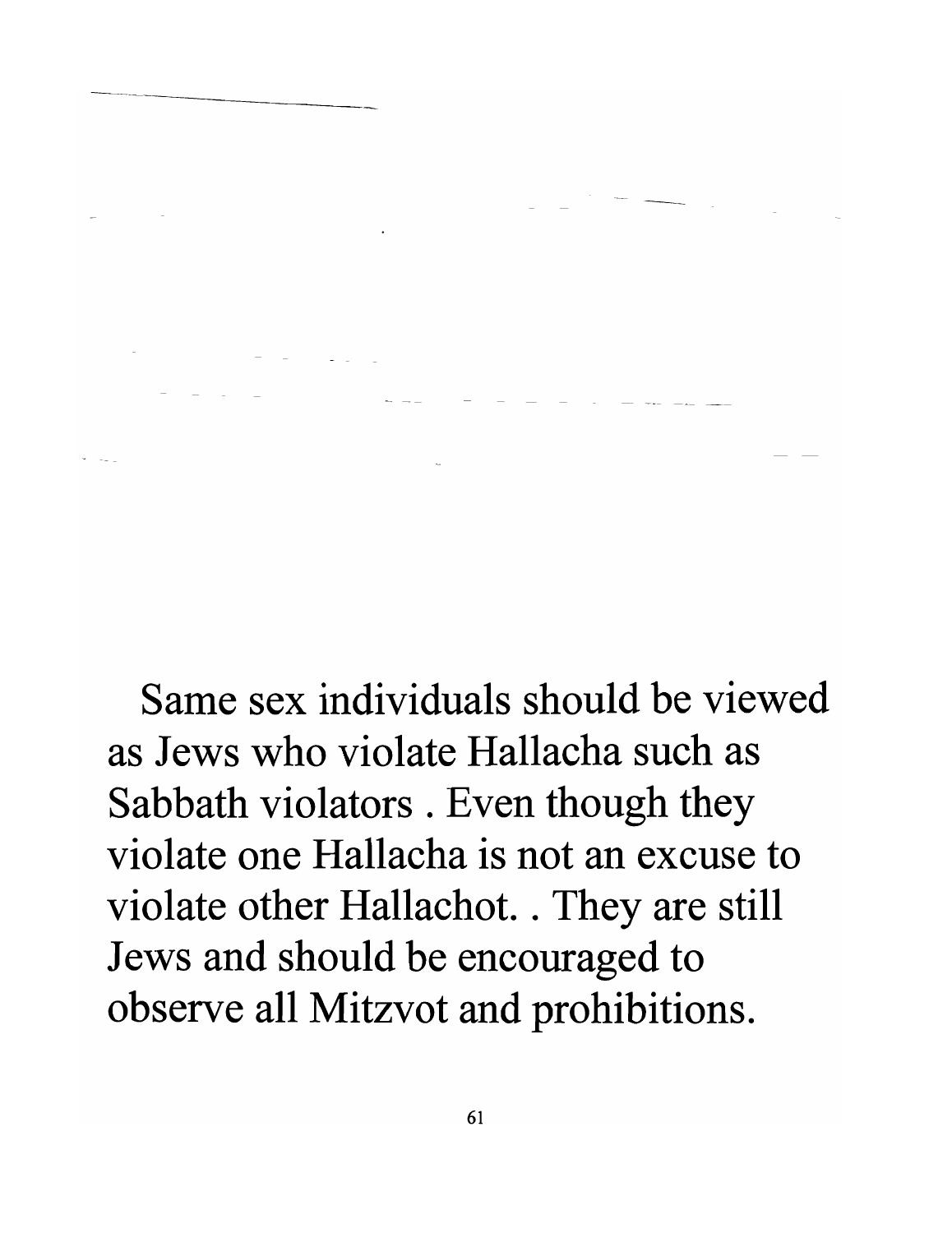Same sex individuals should be viewed as Jews who violate Hallacha such as Sabbath violators . Even though they violate one Hallacha is not an excuse to violate other Hallachot. . They are still Jews and should be encouraged to observe all Mitzvot and prohibitions.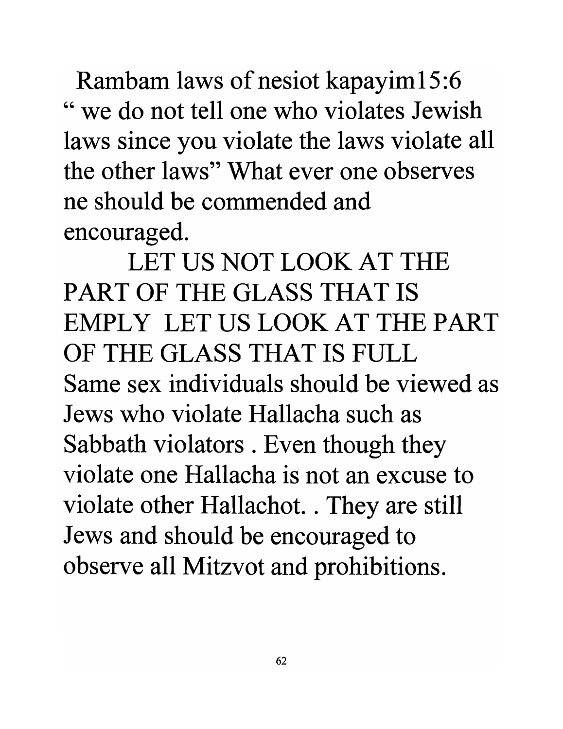Rambam laws of nesiot kapayim15:6 " we do not tell one who violates Jewish laws since you violate the laws violate all the other laws" What ever one observes ne should be commended and encouraged.

LET US NOT LOOK AT THE PART OF THE GLASS THAT IS EMPLY LET US LOOK AT THE PART OF THE GLASS THAT IS FULL

Same sex individuals should be viewed as Jews who violate Hallacha such as Sabbath violators . Even though they violate one Hallacha is not an excuse to violate other Hallachot. . They are still Jews and should be encouraged to observe all Mitzvot and prohibitions.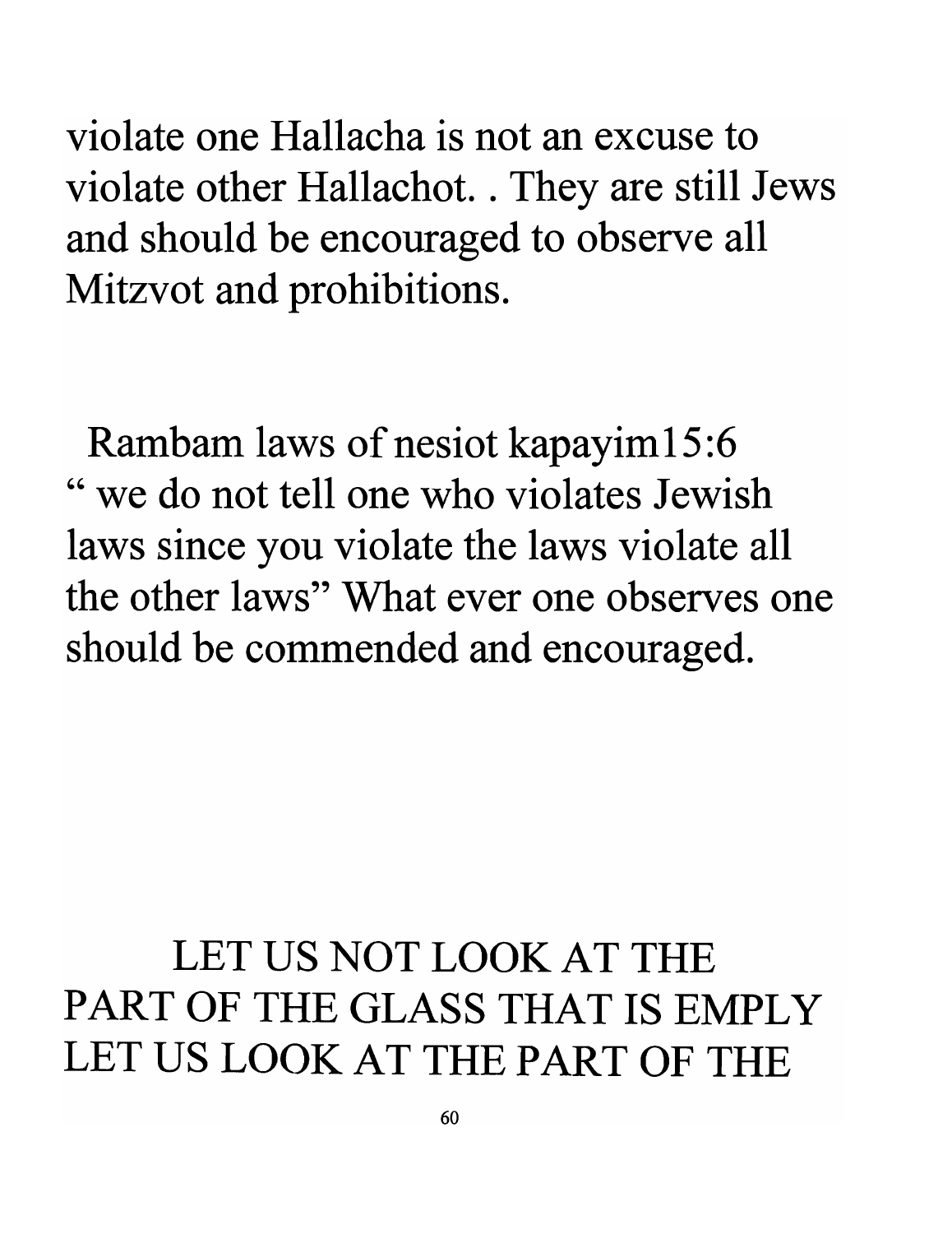violate one Hallacha is not an excuse to violate other Hallachot. . They are still Jews and should be encouraged to observe all Mitzvot and prohibitions.

Rambam laws of nesiot kapayim15:6 " we do not tell one who violates Jewish laws since you violate the laws violate all the other laws" What ever one observes one should be commended and encouraged.

LET US NOT LOOK AT THE PART OF THE GLASS THAT IS EMPLY LET US LOOK AT THE PART OF THE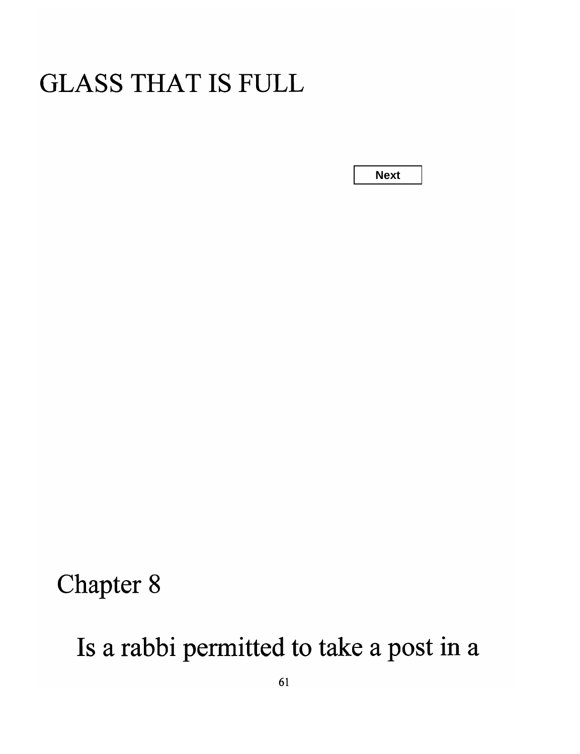# GLASS THAT IS FULL

Next

Chapter 8

Is a rabbi permitted to take a post in a